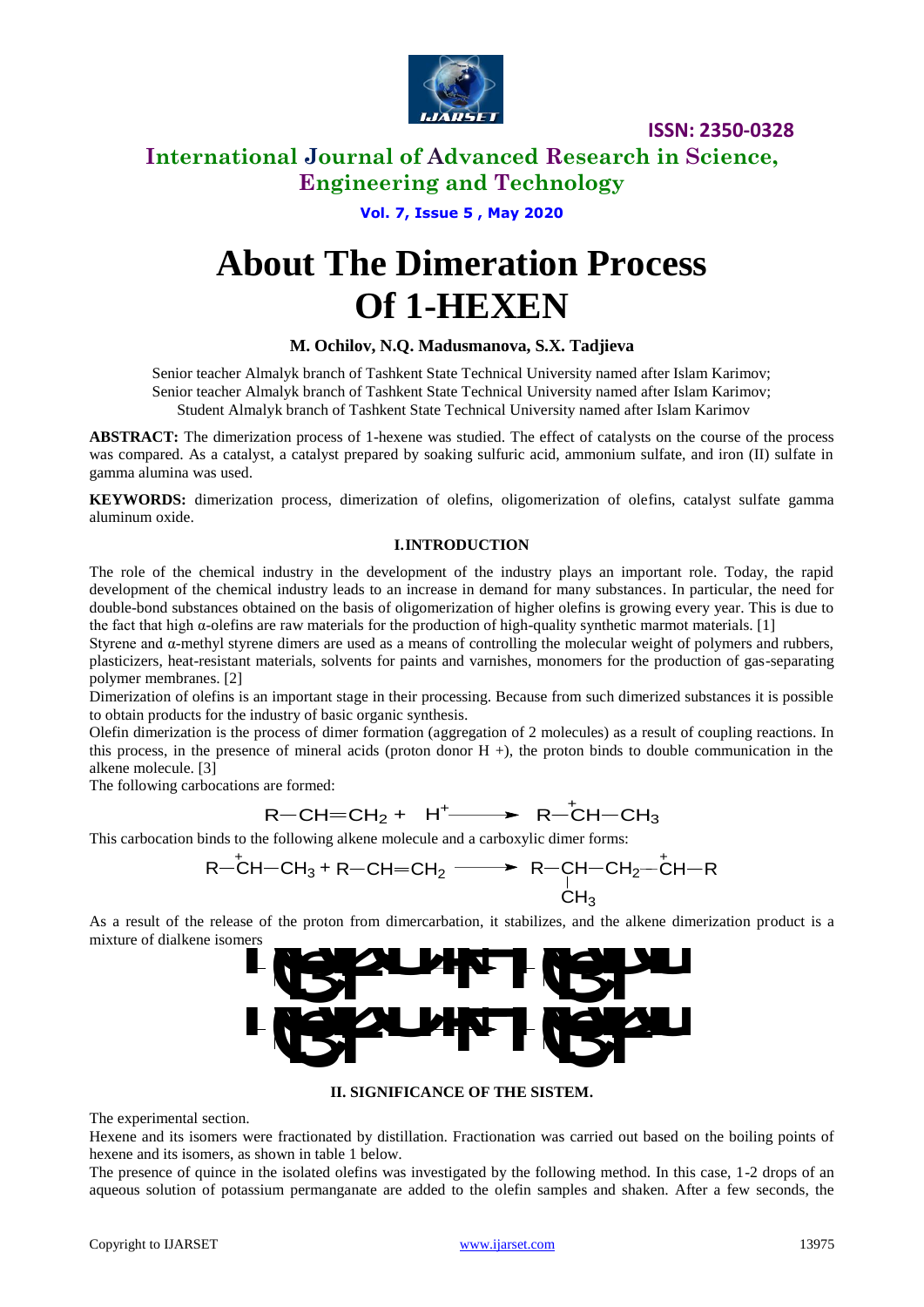# About The Dimeration Process Of 1-HEXEN

**M. Ochilov, N.Q. Madusmanova, S.X. Tadjieva**

Senior teacher Almalyk branch of Tashkent State Technical University named after Islam Karimov;
Senior teacher Almalyk branch of Tashkent State Technical University named after Islam Karimov;
Student Almalyk branch of Tashkent State Technical University named after Islam Karimov

**ABSTRACT:** The dimerization process of 1-hexene was studied. The effect of catalysts on the course of the process was compared. As a catalyst, a catalyst prepared by soaking sulfuric acid, ammonium sulfate, and iron (II) sulfate in gamma alumina was used.

**KEYWORDS:** dimerization process, dimerization of olefins, oligomerization of olefins, catalyst sulfate gamma aluminum oxide.

## I. INTRODUCTION

The role of the chemical industry in the development of the industry plays an important role. Today, the rapid development of the chemical industry leads to an increase in demand for many substances. In particular, the need for double-bond substances obtained on the basis of oligomerization of higher olefins is growing every year. This is due to the fact that high α-olefins are raw materials for the production of high-quality synthetic marmot materials. [1]

Styrene and α-methyl styrene dimers are used as a means of controlling the molecular weight of polymers and rubbers, plasticizers, heat-resistant materials, solvents for paints and varnishes, monomers for the production of gas-separating polymer membranes. [2]

Dimerization of olefins is an important stage in their processing. Because from such dimerized substances it is possible to obtain products for the industry of basic organic synthesis.

Olefin dimerization is the process of dimer formation (aggregation of 2 molecules) as a result of coupling reactions. In this process, in the presence of mineral acids (proton donor H +), the proton binds to double communication in the alkene molecule. [3]

The following carbocations are formed:

$$R-CH=CH_2 + H^+ \longrightarrow R-\overset{+}{C}H-CH_3$$

This carbocation binds to the following alkene molecule and a carboxylic dimer forms:

$$R-\overset{+}{C}H-CH_3 + R-CH=CH_2 \longrightarrow R-\underset{\displaystyle CH_3}{\underset{|}{C}H}-CH_2-\overset{+}{C}H-R$$

As a result of the release of the proton from dimercarbation, it stabilizes, and the alkene dimerization product is a mixture of dialkene isomers

## II. SIGNIFICANCE OF THE SISTEM.

The experimental section.

Hexene and its isomers were fractionated by distillation. Fractionation was carried out based on the boiling points of hexene and its isomers, as shown in table 1 below.

The presence of quince in the isolated olefins was investigated by the following method. In this case, 1-2 drops of an aqueous solution of potassium permanganate are added to the olefin samples and shaken. After a few seconds, the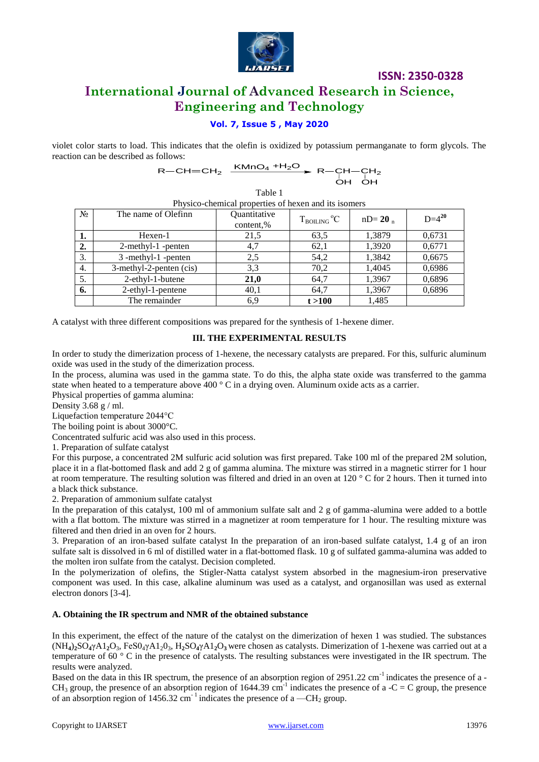violet color starts to load. This indicates that the olefin is oxidized by potassium permanganate to form glycols. The reaction can be described as follows:

$$R-CH=CH_2 \xrightarrow{KMnO_4 + H_2O} R-\underset{OH}{CH}-\underset{OH}{CH_2}$$

Table 1

Physico-chemical properties of hexen and its isomers

| № | The name of Olefinn | Quantitative content,% | $T_{BOILING}$ °C | nD= **20** $_n$ | $D=4^{20}$ |
|---|---|---|---|---|---|
| **1.** | Hexen-1 | 21,5 | 63,5 | 1,3879 | 0,6731 |
| **2.** | 2-methyl-1 -penten | 4,7 | 62,1 | 1,3920 | 0,6771 |
| 3. | 3 -methyl-1 -penten | 2,5 | 54,2 | 1,3842 | 0,6675 |
| 4. | 3-methyl-2-penten (cis) | 3,3 | 70,2 | 1,4045 | 0,6986 |
| 5. | 2-ethyl-1-butene | **21,0** | 64,7 | 1,3967 | 0,6896 |
| **6.** | 2-ethyl-1-pentene | 40,1 | 64,7 | 1,3967 | 0,6896 |
| | The remainder | 6,9 | **t >100** | 1,485 | |

A catalyst with three different compositions was prepared for the synthesis of 1-hexene dimer.

## III. THE EXPERIMENTAL RESULTS

In order to study the dimerization process of 1-hexene, the necessary catalysts are prepared. For this, sulfuric aluminum oxide was used in the study of the dimerization process.

In the process, alumina was used in the gamma state. To do this, the alpha state oxide was transferred to the gamma state when heated to a temperature above 400 ° C in a drying oven. Aluminum oxide acts as a carrier.

Physical properties of gamma alumina:

Density 3.68 g / ml.

Liquefaction temperature 2044°C

The boiling point is about 3000°C.

Concentrated sulfuric acid was also used in this process.

1. Preparation of sulfate catalyst

For this purpose, a concentrated 2M sulfuric acid solution was first prepared. Take 100 ml of the prepared 2M solution, place it in a flat-bottomed flask and add 2 g of gamma alumina. The mixture was stirred in a magnetic stirrer for 1 hour at room temperature. The resulting solution was filtered and dried in an oven at 120 ° C for 2 hours. Then it turned into a black thick substance.

2. Preparation of ammonium sulfate catalyst

In the preparation of this catalyst, 100 ml of ammonium sulfate salt and 2 g of gamma-alumina were added to a bottle with a flat bottom. The mixture was stirred in a magnetizer at room temperature for 1 hour. The resulting mixture was filtered and then dried in an oven for 2 hours.

3. Preparation of an iron-based sulfate catalyst In the preparation of an iron-based sulfate catalyst, 1.4 g of an iron sulfate salt is dissolved in 6 ml of distilled water in a flat-bottomed flask. 10 g of sulfated gamma-alumina was added to the molten iron sulfate from the catalyst. Decision completed.

In the polymerization of olefins, the Stigler-Natta catalyst system absorbed in the magnesium-iron preservative component was used. In this case, alkaline aluminum was used as a catalyst, and organosillan was used as external electron donors [3-4].

### A. Obtaining the IR spectrum and NMR of the obtained substance

In this experiment, the effect of the nature of the catalyst on the dimerization of hexen 1 was studied. The substances $(NH_4)_2SO_4\gamma Al_2O_3$, $FeS0_4\gamma A1_20_3$, $H_2SO_4\gamma A1_2O_3$ were chosen as catalysts. Dimerization of 1-hexene was carried out at a temperature of 60 ° C in the presence of catalysts. The resulting substances were investigated in the IR spectrum. The results were analyzed.

Based on the data in this IR spectrum, the presence of an absorption region of 2951.22 $cm^{-1}$ indicates the presence of a -$CH_3$ group, the presence of an absorption region of 1644.39 $cm^{-1}$ indicates the presence of a -C = C group, the presence of an absorption region of 1456.32 $cm^{-1}$ indicates the presence of a —$CH_2$ group.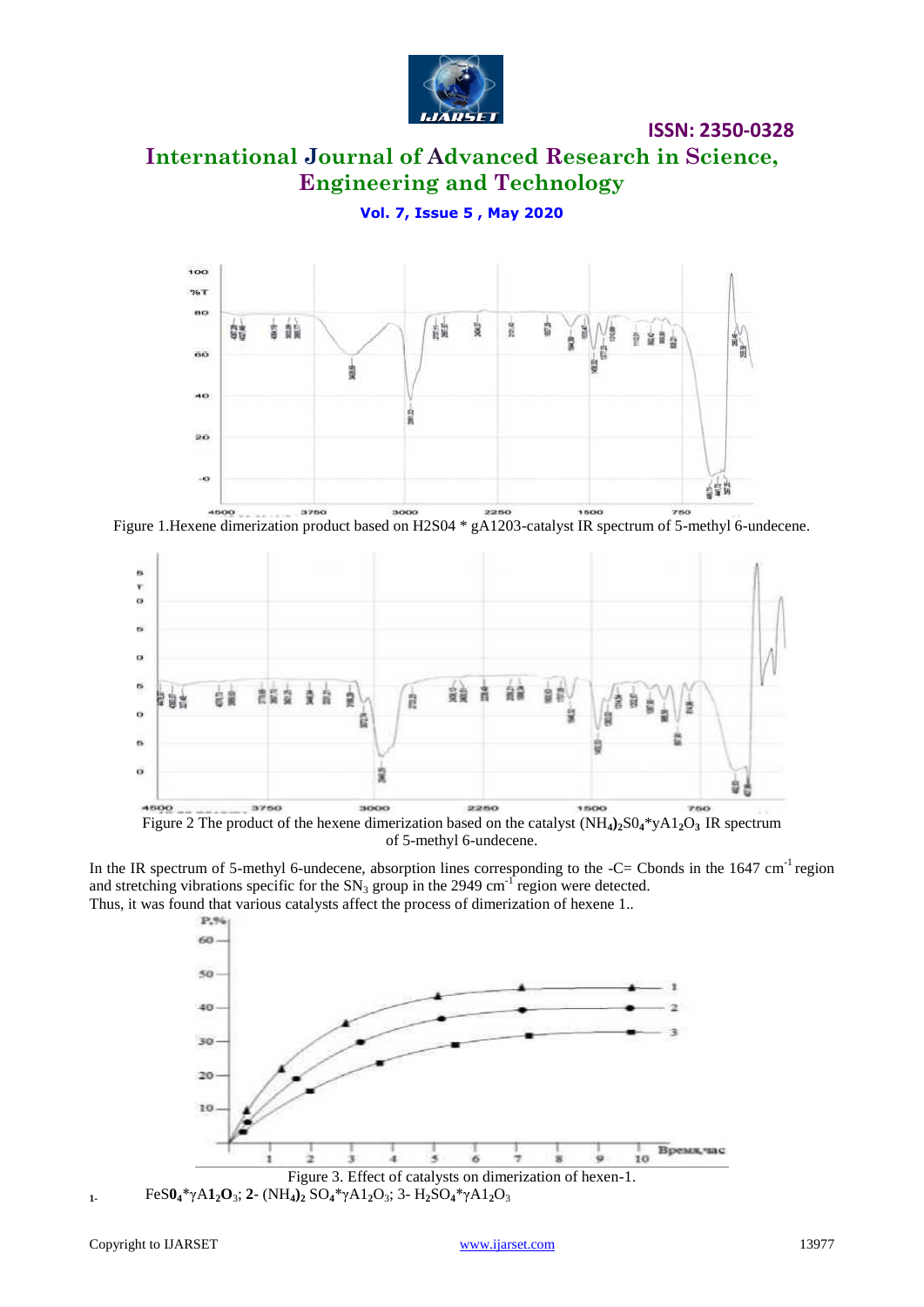100
%T
80
60
40
20
-0

4500 3750 3000 2250 1500 750

Figure 1.Hexene dimerization product based on H2S04 * gA1203-catalyst IR spectrum of 5-methyl 6-undecene.

4500 3750 3000 2250 1500 750

Figure 2 The product of the hexene dimerization based on the catalyst $(NH_4)_2S0_4$*$\gamma A1_2O_3$ IR spectrum of 5-methyl 6-undecene.

In the IR spectrum of 5-methyl 6-undecene, absorption lines corresponding to the -C= Cbonds in the 1647 $cm^{-1}$ region and stretching vibrations specific for the $SN_3$ group in the 2949 $cm^{-1}$ region were detected.

Thus, it was found that various catalysts affect the process of dimerization of hexene 1..

P,%
60
50
40
30
20
10
1 2 3 4 5 6 7 8 9 10 Время,час
1
2
3

Figure 3. Effect of catalysts on dimerization of hexen-1.

1- $FeS0_4$*$\gamma A1_2O_3$; 2- $(NH_4)_2$ $SO_4$*$\gamma A1_2O_3$; 3- $H_2SO_4$*$\gamma A1_2O_3$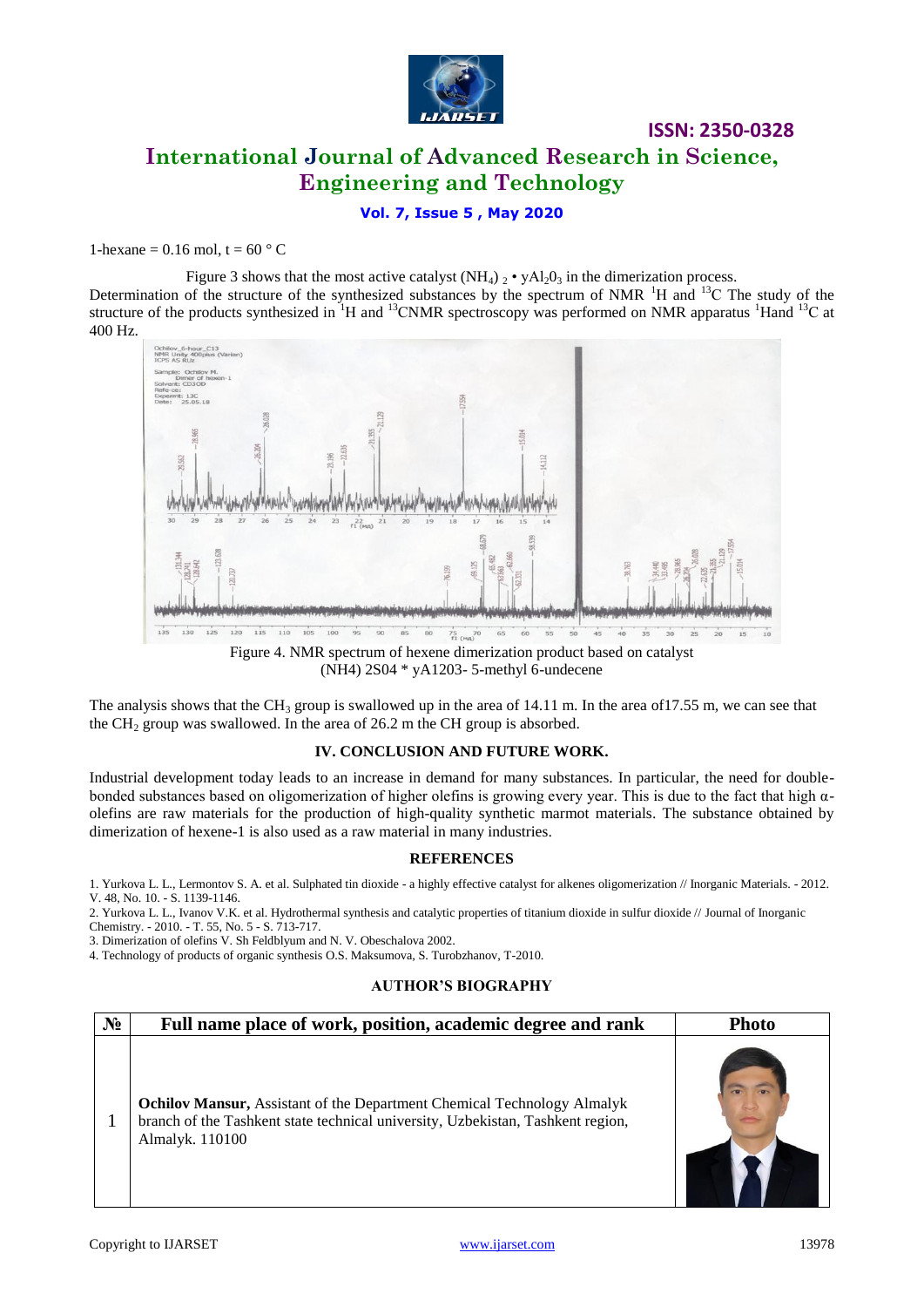1-hexane = 0.16 mol, t = 60 ° C

Figure 3 shows that the most active catalyst $(NH_4)_2 \cdot yAl_20_3$ in the dimerization process.

Determination of the structure of the synthesized substances by the spectrum of NMR $^1H$ and $^{13}C$ The study of the structure of the products synthesized in $^1H$ and $^{13}$CNMR spectroscopy was performed on NMR apparatus $^1$Hand $^{13}C$ at 400 Hz.

Figure 4. NMR spectrum of hexene dimerization product based on catalyst (NH4) 2S04 * yA1203- 5-methyl 6-undecene

The analysis shows that the $CH_3$ group is swallowed up in the area of 14.11 m. In the area of17.55 m, we can see that the $CH_2$ group was swallowed. In the area of 26.2 m the CH group is absorbed.

## IV. CONCLUSION AND FUTURE WORK.

Industrial development today leads to an increase in demand for many substances. In particular, the need for double-bonded substances based on oligomerization of higher olefins is growing every year. This is due to the fact that high α-olefins are raw materials for the production of high-quality synthetic marmot materials. The substance obtained by dimerization of hexene-1 is also used as a raw material in many industries.

## REFERENCES

1. Yurkova L. L., Lermontov S. A. et al. Sulphated tin dioxide - a highly effective catalyst for alkenes oligomerization // Inorganic Materials. - 2012. V. 48, No. 10. - S. 1139-1146.
2. Yurkova L. L., Ivanov V.K. et al. Hydrothermal synthesis and catalytic properties of titanium dioxide in sulfur dioxide // Journal of Inorganic Chemistry. - 2010. - T. 55, No. 5 - S. 713-717.
3. Dimerization of olefins V. Sh Feldblyum and N. V. Obeschalova 2002.
4. Technology of products of organic synthesis O.S. Maksumova, S. Turobzhanov, T-2010.

## AUTHOR'S BIOGRAPHY

| № | Full name place of work, position, academic degree and rank | Photo |
|---|---|---|
| 1 | **Ochilov Mansur,** Assistant of the Department Chemical Technology Almalyk branch of the Tashkent state technical university, Uzbekistan, Tashkent region, Almalyk. 110100 | |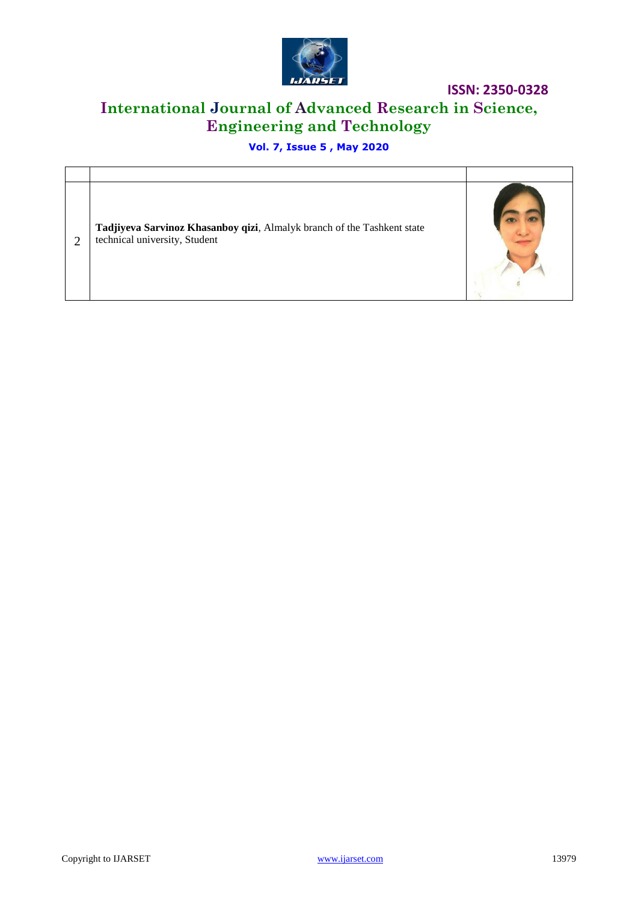| | | |
|---|---|---|
| | | |
| 2 | **Tadjiyeva Sarvinoz Khasanboy qizi**, Almalyk branch of the Tashkent state technical university, Student | |